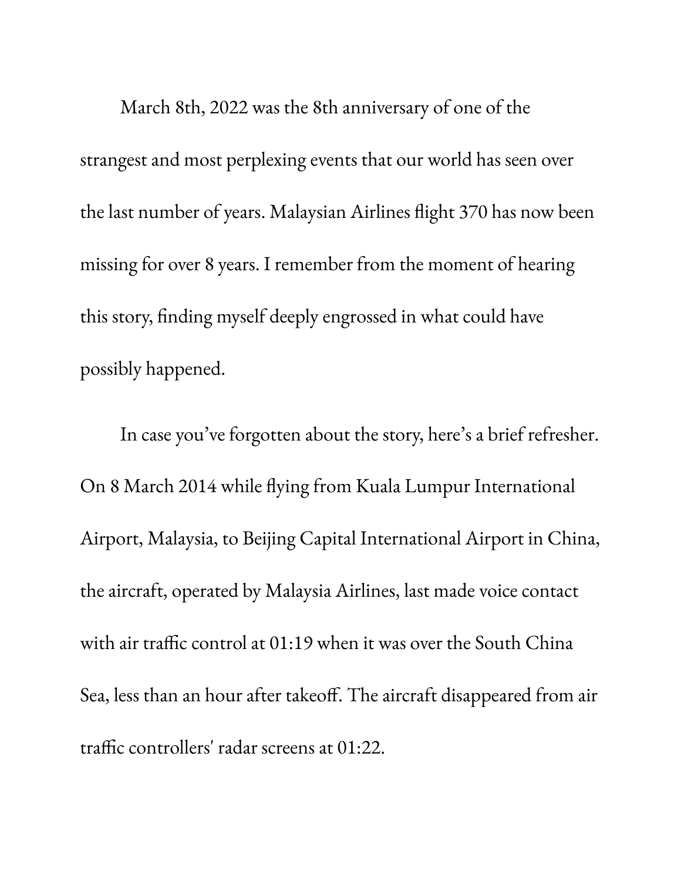March 8th, 2022 was the 8th anniversary of one of the strangest and most perplexing events that our world has seen over the last number of years. Malaysian Airlines flight 370 has now been missing for over 8 years. I remember from the moment of hearing this story, finding myself deeply engrossed in what could have possibly happened.

In case you've forgotten about the story, here's a brief refresher. On 8 March 2014 while flying from Kuala Lumpur International Airport, Malaysia, to Beijing Capital International Airport in China, the aircraft, operated by Malaysia Airlines, last made voice contact with air traffic control at 01:19 when it was over the South China Sea, less than an hour after takeoff. The aircraft disappeared from air traffic controllers' radar screens at 01:22.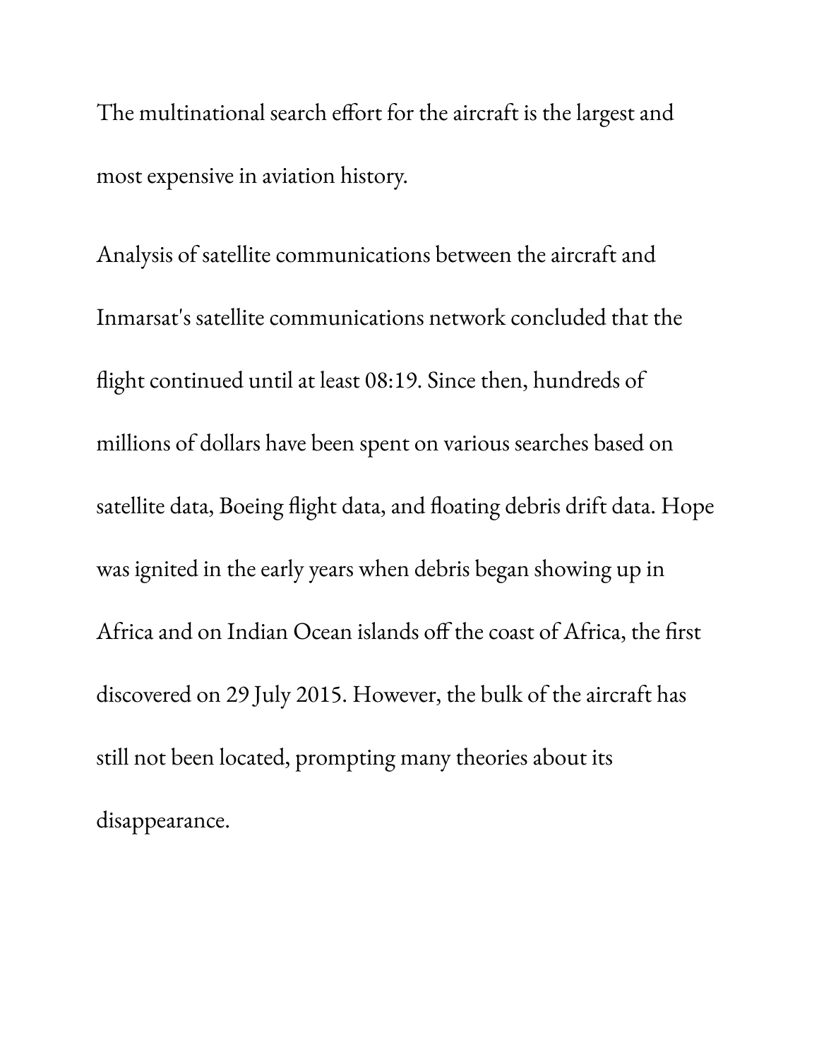The multinational search effort for the aircraft is the largest and most expensive in aviation history.

Analysis of satellite communications between the aircraft and Inmarsat's satellite communications network concluded that the flight continued until at least 08:19. Since then, hundreds of millions of dollars have been spent on various searches based on satellite data, Boeing flight data, and floating debris drift data. Hope was ignited in the early years when debris began showing up in Africa and on Indian Ocean islands off the coast of Africa, the first discovered on 29 July 2015. However, the bulk of the aircraft has still not been located, prompting many theories about its disappearance.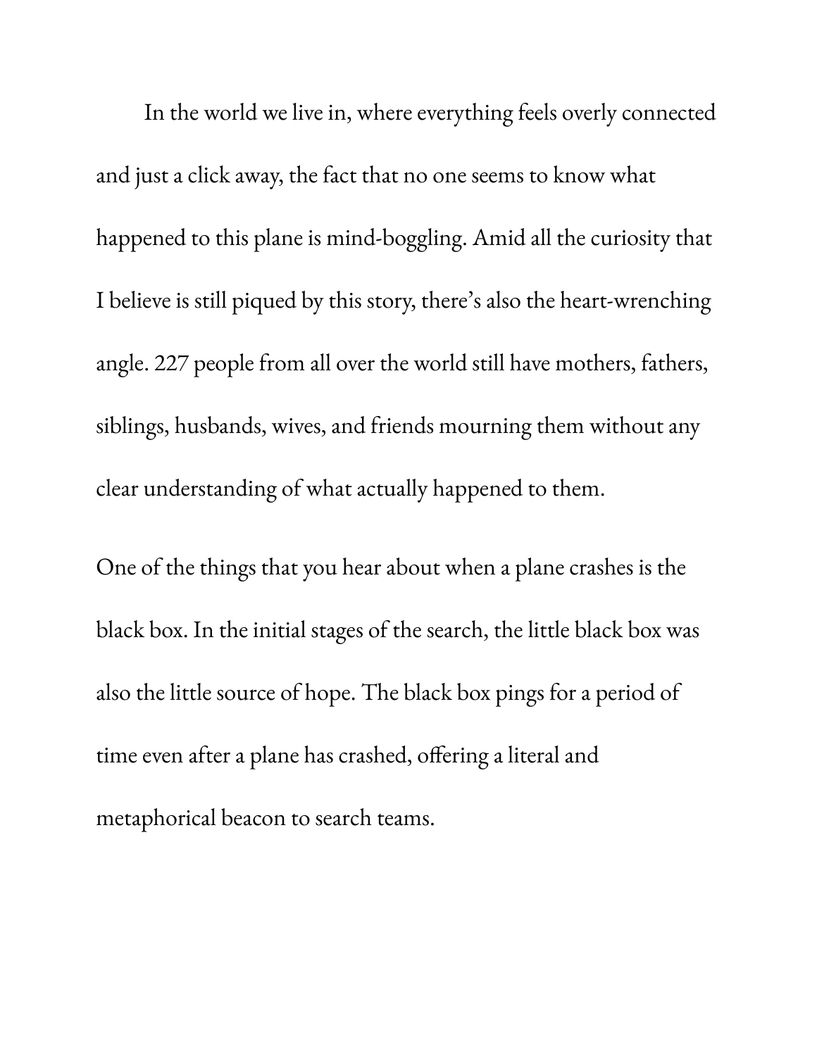In the world we live in, where everything feels overly connected and just a click away, the fact that no one seems to know what happened to this plane is mind-boggling. Amid all the curiosity that I believe is still piqued by this story, there's also the heart-wrenching angle. 227 people from all over the world still have mothers, fathers, siblings, husbands, wives, and friends mourning them without any clear understanding of what actually happened to them.

One of the things that you hear about when a plane crashes is the black box. In the initial stages of the search, the little black box was also the little source of hope. The black box pings for a period of time even after a plane has crashed, offering a literal and metaphorical beacon to search teams.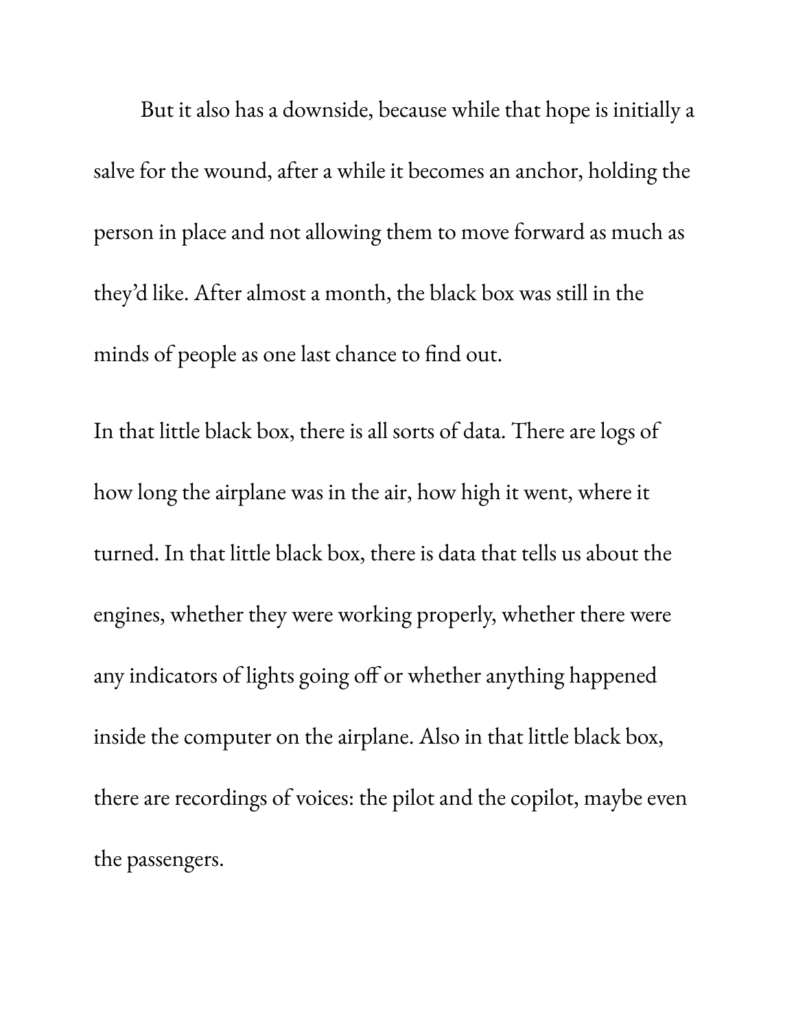But it also has a downside, because while that hope is initially a salve for the wound, after a while it becomes an anchor, holding the person in place and not allowing them to move forward as much as they'd like. After almost a month, the black box was still in the minds of people as one last chance to find out.

In that little black box, there is all sorts of data. There are logs of how long the airplane was in the air, how high it went, where it turned. In that little black box, there is data that tells us about the engines, whether they were working properly, whether there were any indicators of lights going off or whether anything happened inside the computer on the airplane. Also in that little black box, there are recordings of voices: the pilot and the copilot, maybe even the passengers.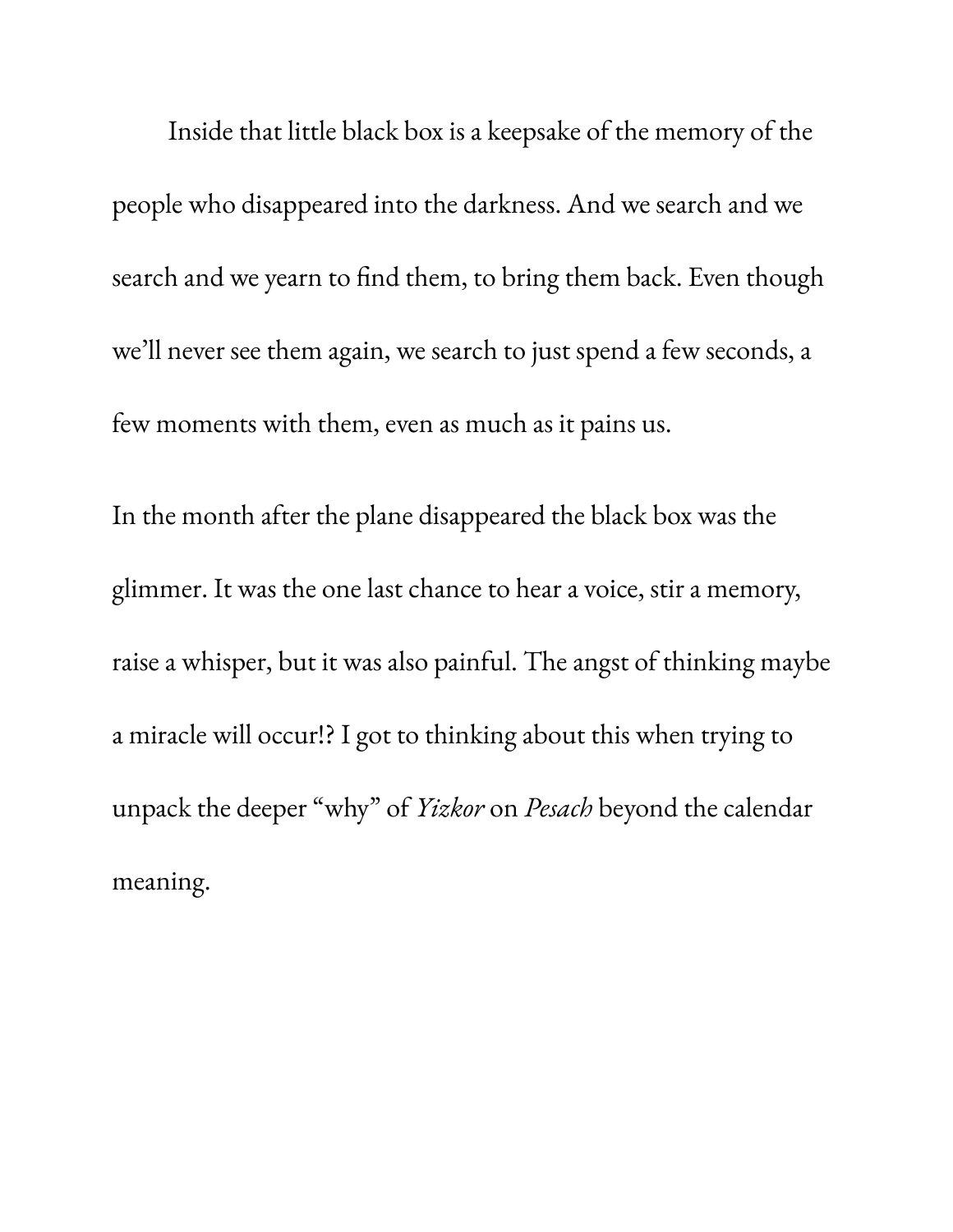Inside that little black box is a keepsake of the memory of the people who disappeared into the darkness. And we search and we search and we yearn to find them, to bring them back. Even though we'll never see them again, we search to just spend a few seconds, a few moments with them, even as much as it pains us.

In the month after the plane disappeared the black box was the glimmer. It was the one last chance to hear a voice, stir a memory, raise a whisper, but it was also painful. The angst of thinking maybe a miracle will occur!? I got to thinking about this when trying to unpack the deeper "why" of *Yizkor* on *Pesach* beyond the calendar meaning.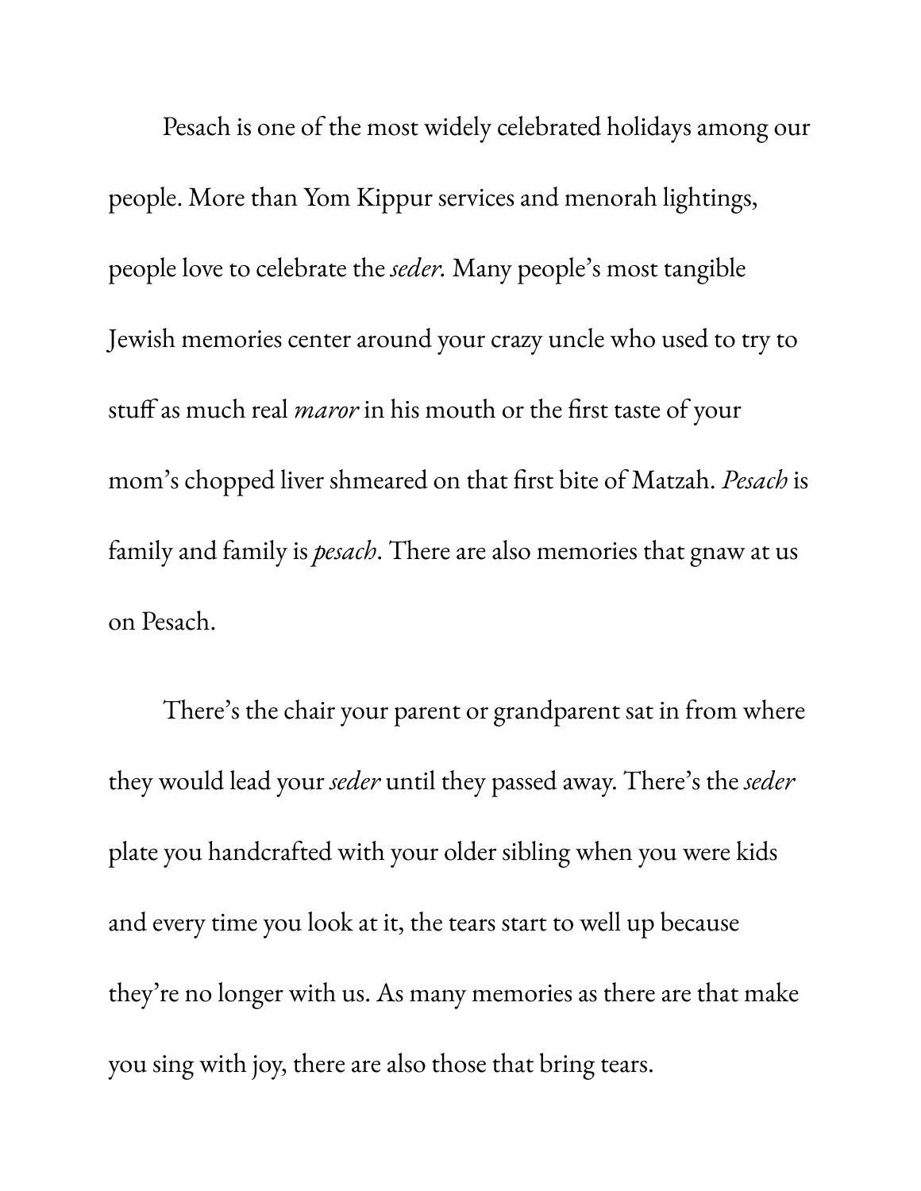Pesach is one of the most widely celebrated holidays among our people. More than Yom Kippur services and menorah lightings, people love to celebrate the *seder.* Many people's most tangible Jewish memories center around your crazy uncle who used to try to stuff as much real *maror* in his mouth or the first taste of your mom's chopped liver shmeared on that first bite of Matzah. *Pesach* is family and family is *pesach*. There are also memories that gnaw at us on Pesach.

There's the chair your parent or grandparent sat in from where they would lead your *seder* until they passed away. There's the *seder* plate you handcrafted with your older sibling when you were kids and every time you look at it, the tears start to well up because they're no longer with us. As many memories as there are that make you sing with joy, there are also those that bring tears.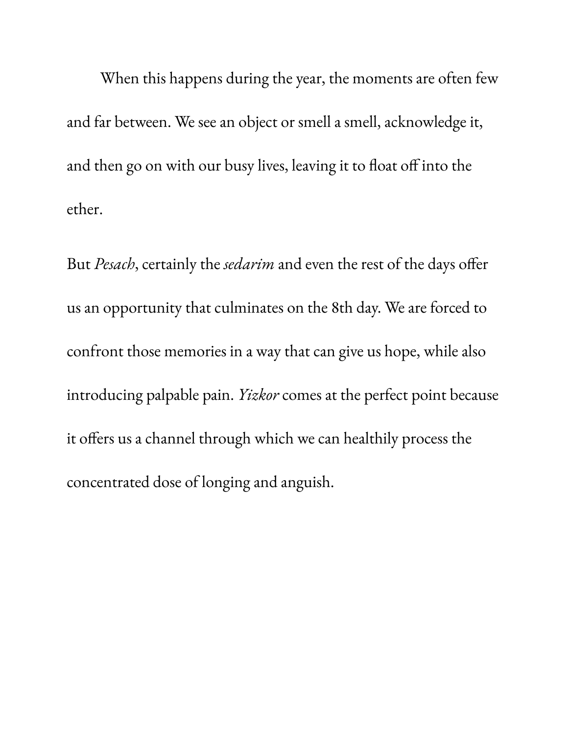When this happens during the year, the moments are often few and far between. We see an object or smell a smell, acknowledge it, and then go on with our busy lives, leaving it to float off into the ether.

But *Pesach*, certainly the *sedarim* and even the rest of the days offer us an opportunity that culminates on the 8th day. We are forced to confront those memories in a way that can give us hope, while also introducing palpable pain. *Yizkor* comes at the perfect point because it offers us a channel through which we can healthily process the concentrated dose of longing and anguish.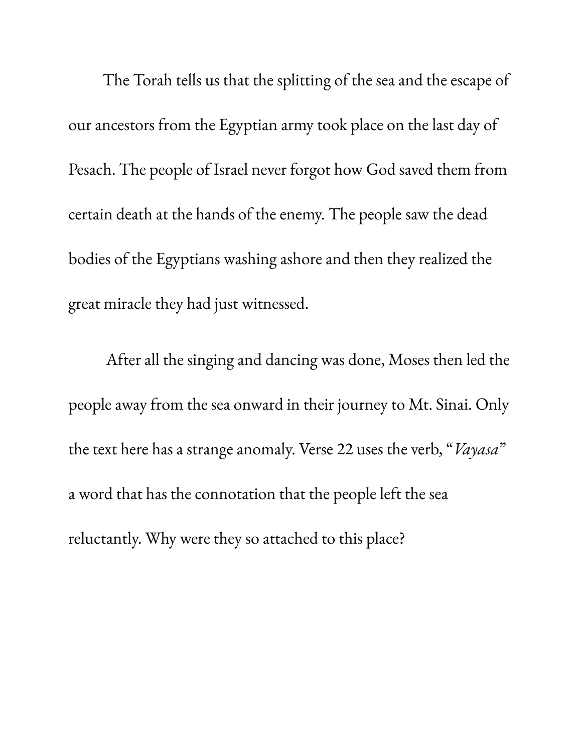The Torah tells us that the splitting of the sea and the escape of our ancestors from the Egyptian army took place on the last day of Pesach. The people of Israel never forgot how God saved them from certain death at the hands of the enemy. The people saw the dead bodies of the Egyptians washing ashore and then they realized the great miracle they had just witnessed.

After all the singing and dancing was done, Moses then led the people away from the sea onward in their journey to Mt. Sinai. Only the text here has a strange anomaly. Verse 22 uses the verb, "*Vayasa*" a word that has the connotation that the people left the sea reluctantly. Why were they so attached to this place?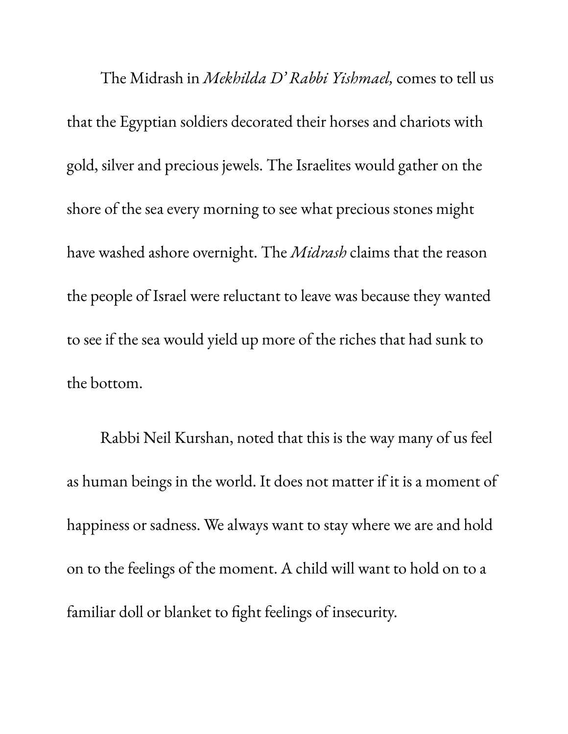The Midrash in *Mekhilda D' Rabbi Yishmael,* comes to tell us that the Egyptian soldiers decorated their horses and chariots with gold, silver and precious jewels. The Israelites would gather on the shore of the sea every morning to see what precious stones might have washed ashore overnight. The *Midrash* claims that the reason the people of Israel were reluctant to leave was because they wanted to see if the sea would yield up more of the riches that had sunk to the bottom.

Rabbi Neil Kurshan, noted that this is the way many of us feel as human beings in the world. It does not matter if it is a moment of happiness or sadness. We always want to stay where we are and hold on to the feelings of the moment. A child will want to hold on to a familiar doll or blanket to fight feelings of insecurity.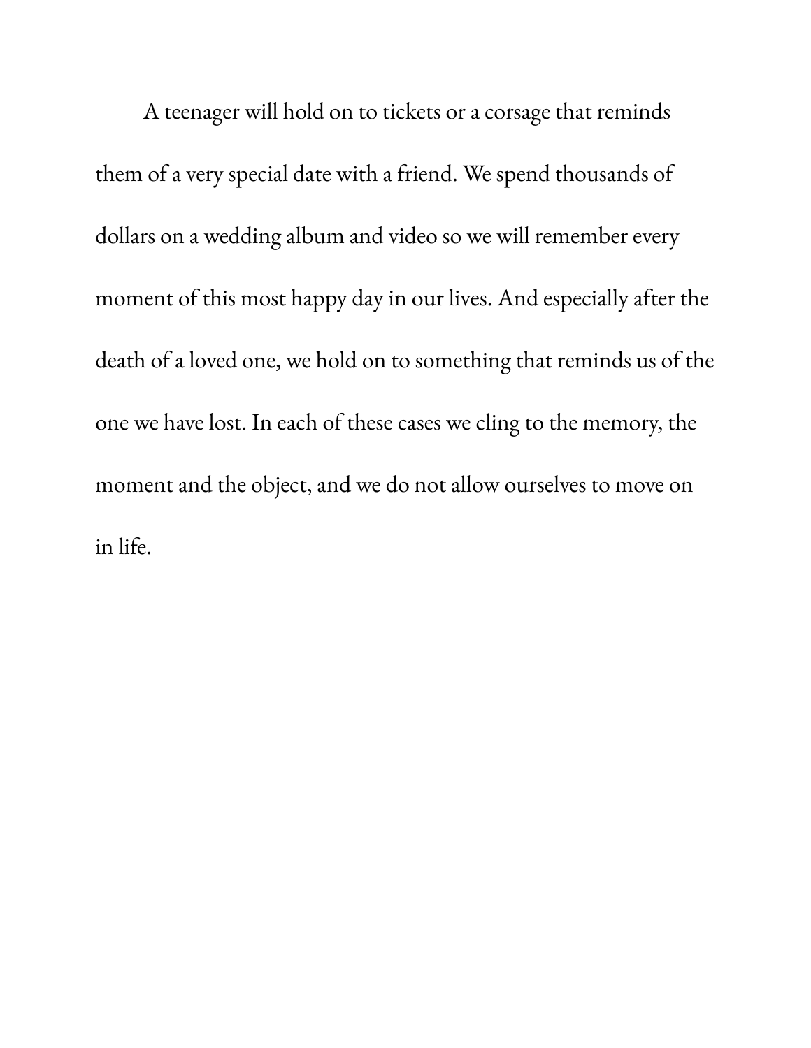A teenager will hold on to tickets or a corsage that reminds them of a very special date with a friend. We spend thousands of dollars on a wedding album and video so we will remember every moment of this most happy day in our lives. And especially after the death of a loved one, we hold on to something that reminds us of the one we have lost. In each of these cases we cling to the memory, the moment and the object, and we do not allow ourselves to move on in life.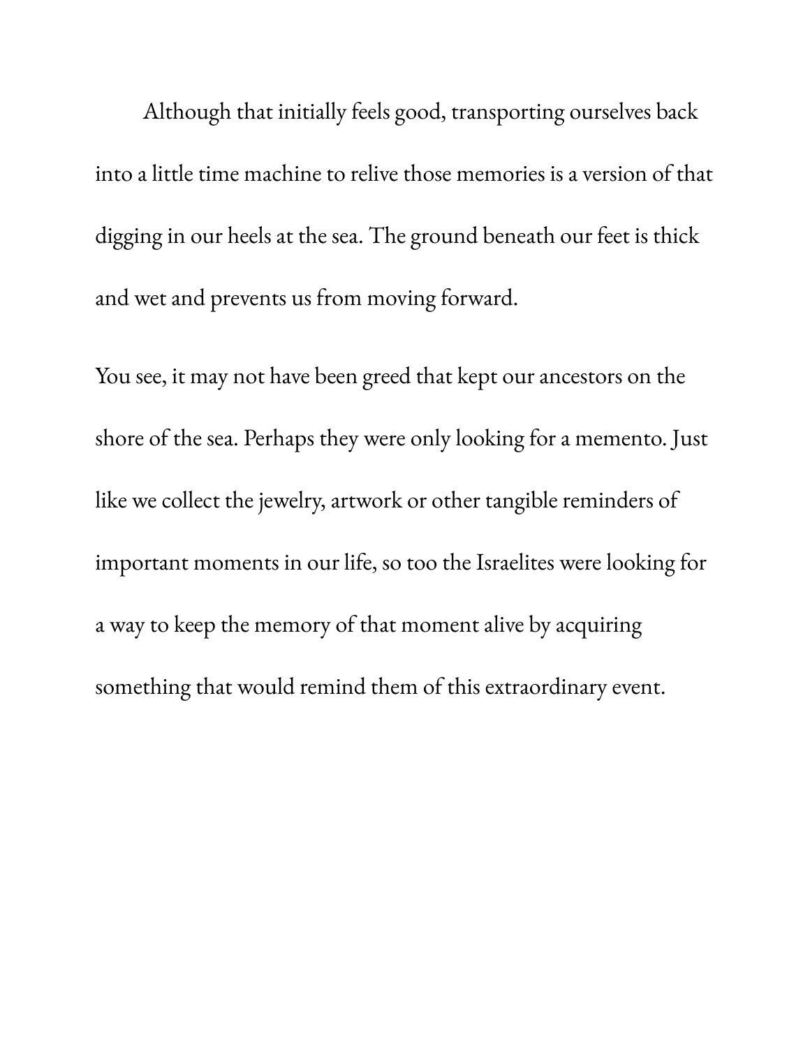Although that initially feels good, transporting ourselves back into a little time machine to relive those memories is a version of that digging in our heels at the sea. The ground beneath our feet is thick and wet and prevents us from moving forward.

You see, it may not have been greed that kept our ancestors on the shore of the sea. Perhaps they were only looking for a memento. Just like we collect the jewelry, artwork or other tangible reminders of important moments in our life, so too the Israelites were looking for a way to keep the memory of that moment alive by acquiring something that would remind them of this extraordinary event.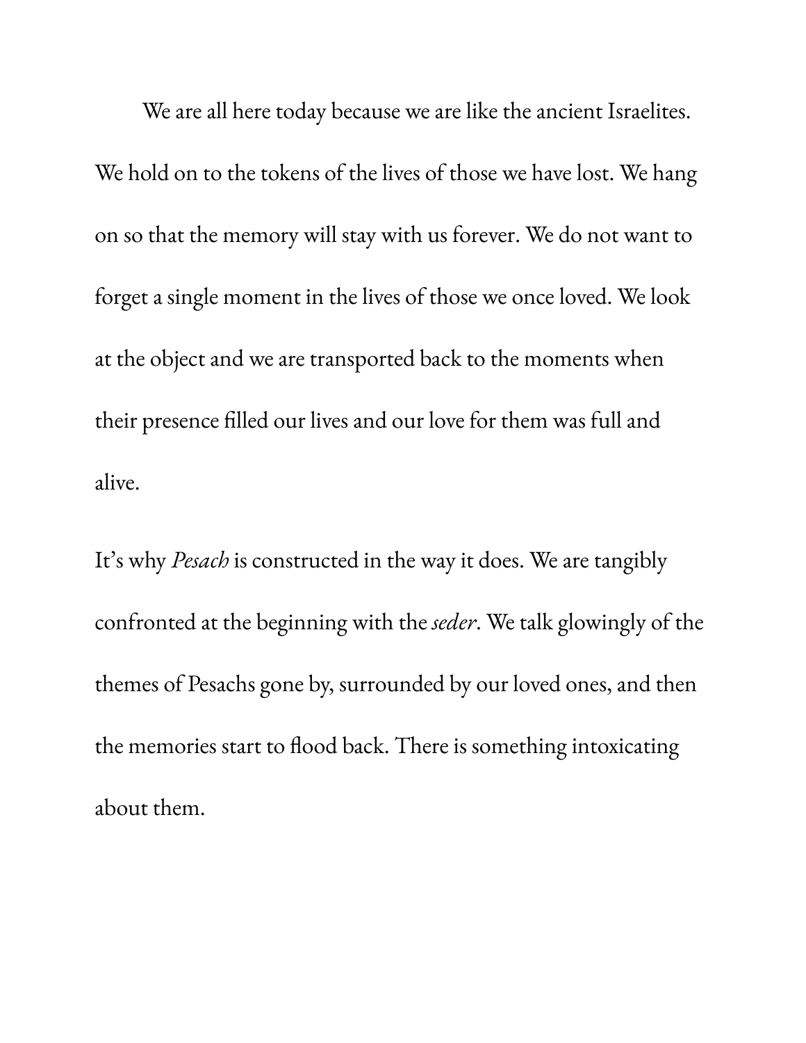We are all here today because we are like the ancient Israelites. We hold on to the tokens of the lives of those we have lost. We hang on so that the memory will stay with us forever. We do not want to forget a single moment in the lives of those we once loved. We look at the object and we are transported back to the moments when their presence filled our lives and our love for them was full and alive.

It's why *Pesach* is constructed in the way it does. We are tangibly confronted at the beginning with the *seder*. We talk glowingly of the themes of Pesachs gone by, surrounded by our loved ones, and then the memories start to flood back. There is something intoxicating about them.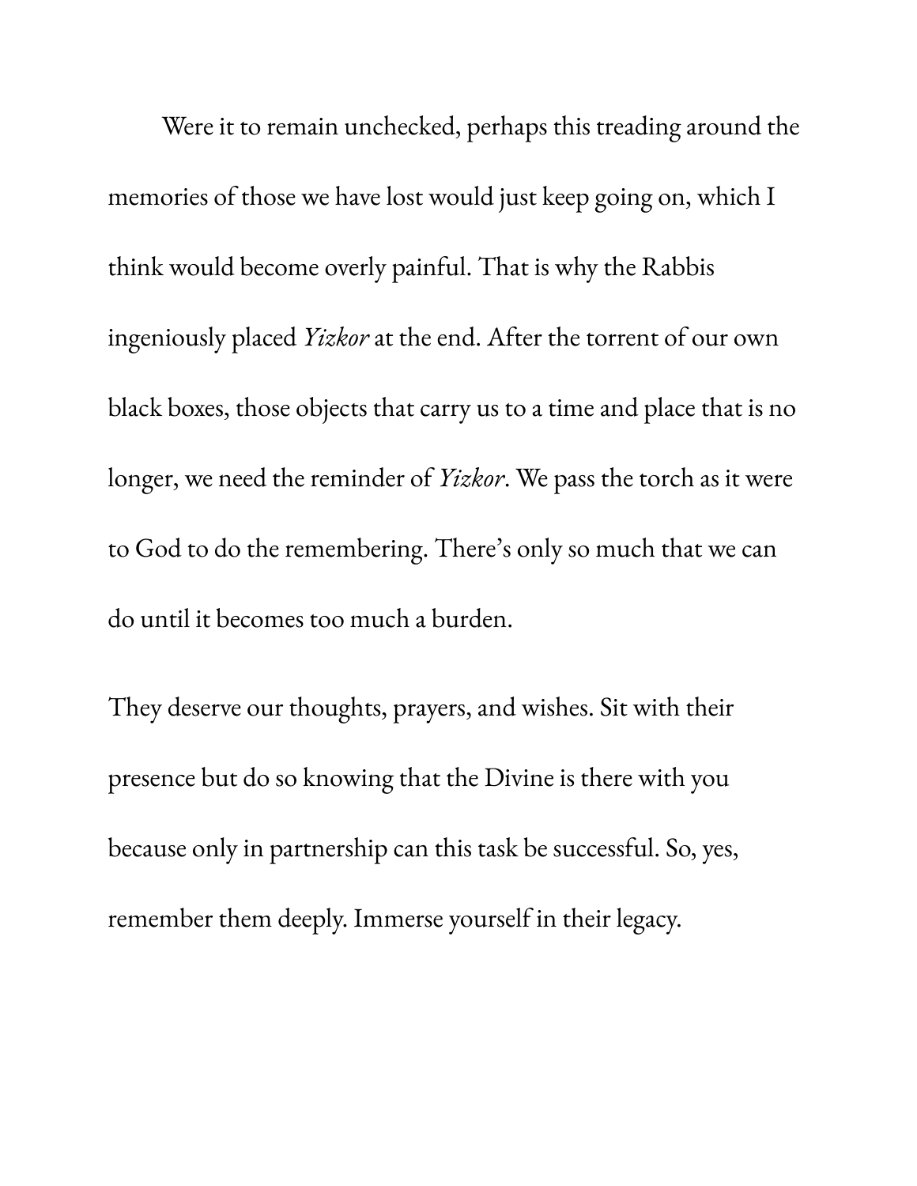Were it to remain unchecked, perhaps this treading around the memories of those we have lost would just keep going on, which I think would become overly painful. That is why the Rabbis ingeniously placed *Yizkor* at the end. After the torrent of our own black boxes, those objects that carry us to a time and place that is no longer, we need the reminder of *Yizkor*. We pass the torch as it were to God to do the remembering. There's only so much that we can do until it becomes too much a burden.

They deserve our thoughts, prayers, and wishes. Sit with their presence but do so knowing that the Divine is there with you because only in partnership can this task be successful. So, yes, remember them deeply. Immerse yourself in their legacy.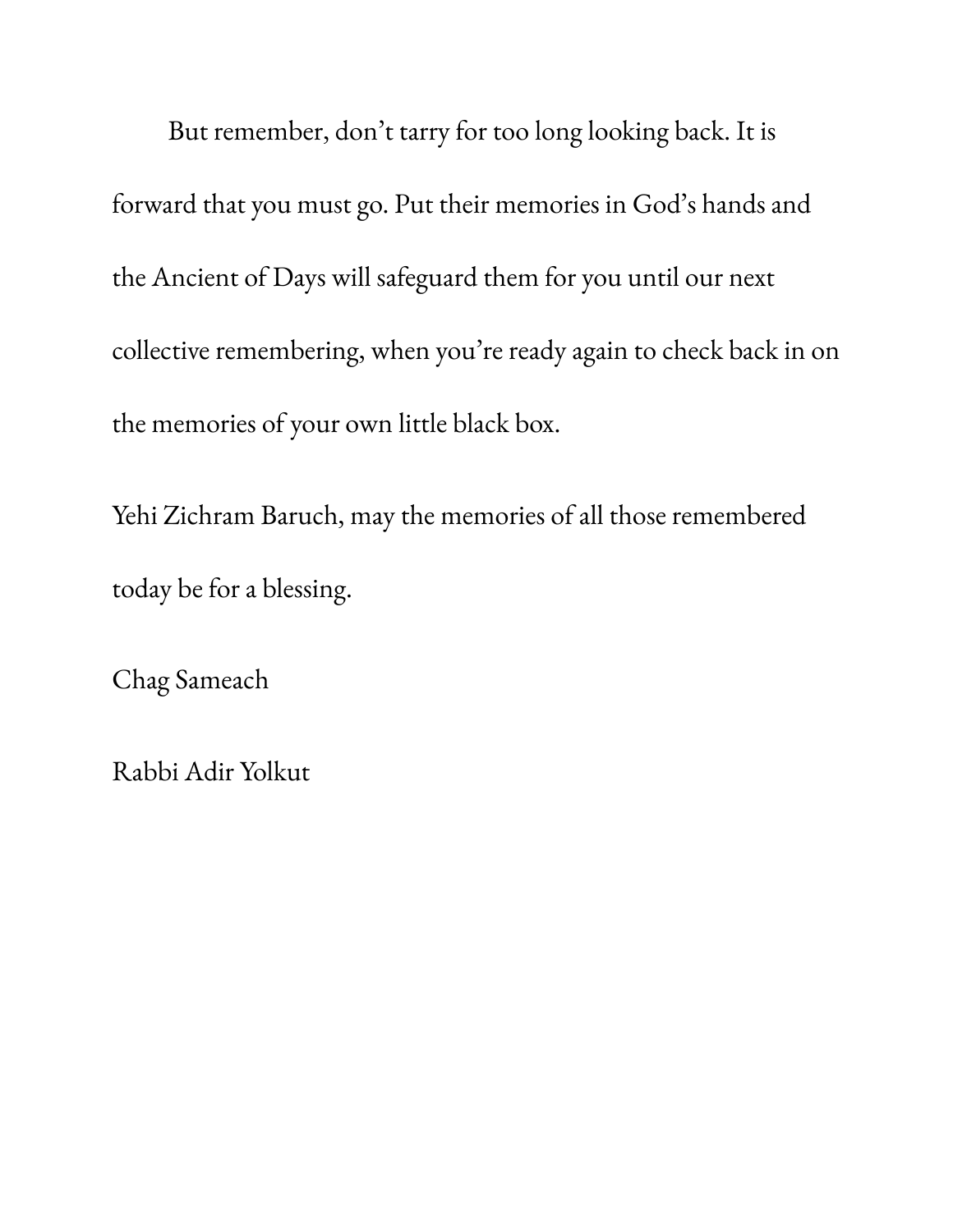But remember, don't tarry for too long looking back. It is forward that you must go. Put their memories in God's hands and the Ancient of Days will safeguard them for you until our next collective remembering, when you're ready again to check back in on the memories of your own little black box.

Yehi Zichram Baruch, may the memories of all those remembered today be for a blessing.

Chag Sameach

Rabbi Adir Yolkut